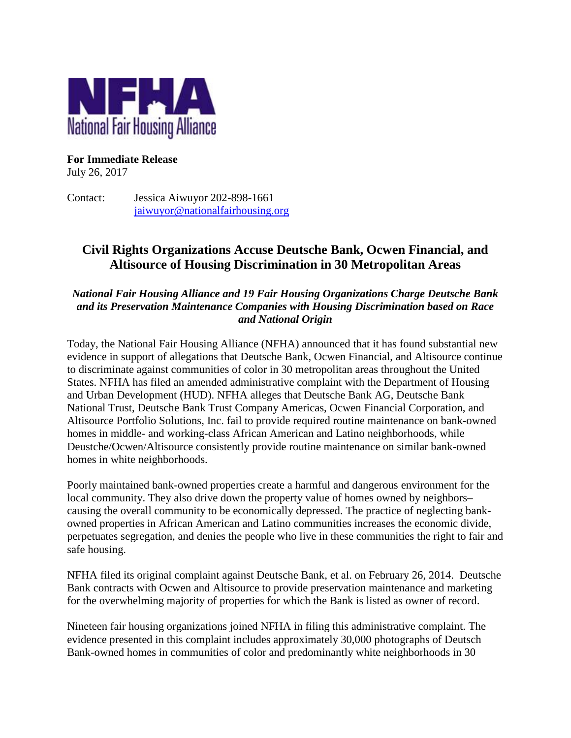NFHA

National Fair Housing Alliance

**For Immediate Release**
July 26, 2017

Contact: Jessica Aiwuyor 202-898-1661
[jaiwuyor@nationalfairhousing.org](mailto:jaiwuyor@nationalfairhousing.org)

## Civil Rights Organizations Accuse Deutsche Bank, Ocwen Financial, and Altisource of Housing Discrimination in 30 Metropolitan Areas

***National Fair Housing Alliance and 19 Fair Housing Organizations Charge Deutsche Bank and its Preservation Maintenance Companies with Housing Discrimination based on Race and National Origin***

Today, the National Fair Housing Alliance (NFHA) announced that it has found substantial new evidence in support of allegations that Deutsche Bank, Ocwen Financial, and Altisource continue to discriminate against communities of color in 30 metropolitan areas throughout the United States. NFHA has filed an amended administrative complaint with the Department of Housing and Urban Development (HUD). NFHA alleges that Deutsche Bank AG, Deutsche Bank National Trust, Deutsche Bank Trust Company Americas, Ocwen Financial Corporation, and Altisource Portfolio Solutions, Inc. fail to provide required routine maintenance on bank-owned homes in middle- and working-class African American and Latino neighborhoods, while Deustche/Ocwen/Altisource consistently provide routine maintenance on similar bank-owned homes in white neighborhoods.

Poorly maintained bank-owned properties create a harmful and dangerous environment for the local community. They also drive down the property value of homes owned by neighbors– causing the overall community to be economically depressed. The practice of neglecting bank-owned properties in African American and Latino communities increases the economic divide, perpetuates segregation, and denies the people who live in these communities the right to fair and safe housing.

NFHA filed its original complaint against Deutsche Bank, et al. on February 26, 2014. Deutsche Bank contracts with Ocwen and Altisource to provide preservation maintenance and marketing for the overwhelming majority of properties for which the Bank is listed as owner of record.

Nineteen fair housing organizations joined NFHA in filing this administrative complaint. The evidence presented in this complaint includes approximately 30,000 photographs of Deutsch Bank-owned homes in communities of color and predominantly white neighborhoods in 30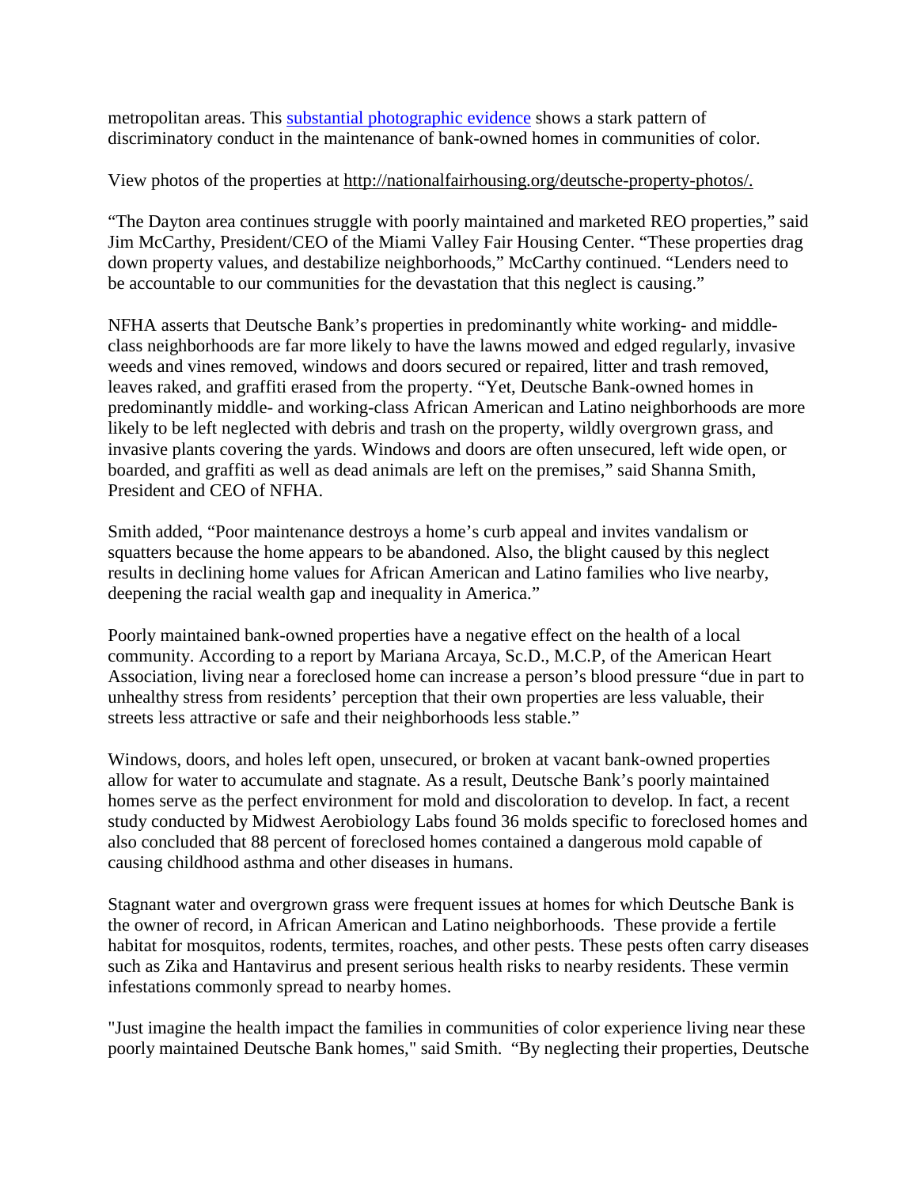metropolitan areas. This [substantial photographic evidence](http://nationalfairhousing.org/deutsche-property-photos/) shows a stark pattern of discriminatory conduct in the maintenance of bank-owned homes in communities of color.

View photos of the properties at http://nationalfairhousing.org/deutsche-property-photos/.

"The Dayton area continues struggle with poorly maintained and marketed REO properties," said Jim McCarthy, President/CEO of the Miami Valley Fair Housing Center. "These properties drag down property values, and destabilize neighborhoods," McCarthy continued. "Lenders need to be accountable to our communities for the devastation that this neglect is causing."

NFHA asserts that Deutsche Bank's properties in predominantly white working- and middle-class neighborhoods are far more likely to have the lawns mowed and edged regularly, invasive weeds and vines removed, windows and doors secured or repaired, litter and trash removed, leaves raked, and graffiti erased from the property. "Yet, Deutsche Bank-owned homes in predominantly middle- and working-class African American and Latino neighborhoods are more likely to be left neglected with debris and trash on the property, wildly overgrown grass, and invasive plants covering the yards. Windows and doors are often unsecured, left wide open, or boarded, and graffiti as well as dead animals are left on the premises," said Shanna Smith, President and CEO of NFHA.

Smith added, "Poor maintenance destroys a home's curb appeal and invites vandalism or squatters because the home appears to be abandoned. Also, the blight caused by this neglect results in declining home values for African American and Latino families who live nearby, deepening the racial wealth gap and inequality in America."

Poorly maintained bank-owned properties have a negative effect on the health of a local community. According to a report by Mariana Arcaya, Sc.D., M.C.P, of the American Heart Association, living near a foreclosed home can increase a person's blood pressure "due in part to unhealthy stress from residents' perception that their own properties are less valuable, their streets less attractive or safe and their neighborhoods less stable."

Windows, doors, and holes left open, unsecured, or broken at vacant bank-owned properties allow for water to accumulate and stagnate. As a result, Deutsche Bank's poorly maintained homes serve as the perfect environment for mold and discoloration to develop. In fact, a recent study conducted by Midwest Aerobiology Labs found 36 molds specific to foreclosed homes and also concluded that 88 percent of foreclosed homes contained a dangerous mold capable of causing childhood asthma and other diseases in humans.

Stagnant water and overgrown grass were frequent issues at homes for which Deutsche Bank is the owner of record, in African American and Latino neighborhoods. These provide a fertile habitat for mosquitos, rodents, termites, roaches, and other pests. These pests often carry diseases such as Zika and Hantavirus and present serious health risks to nearby residents. These vermin infestations commonly spread to nearby homes.

"Just imagine the health impact the families in communities of color experience living near these poorly maintained Deutsche Bank homes," said Smith. "By neglecting their properties, Deutsche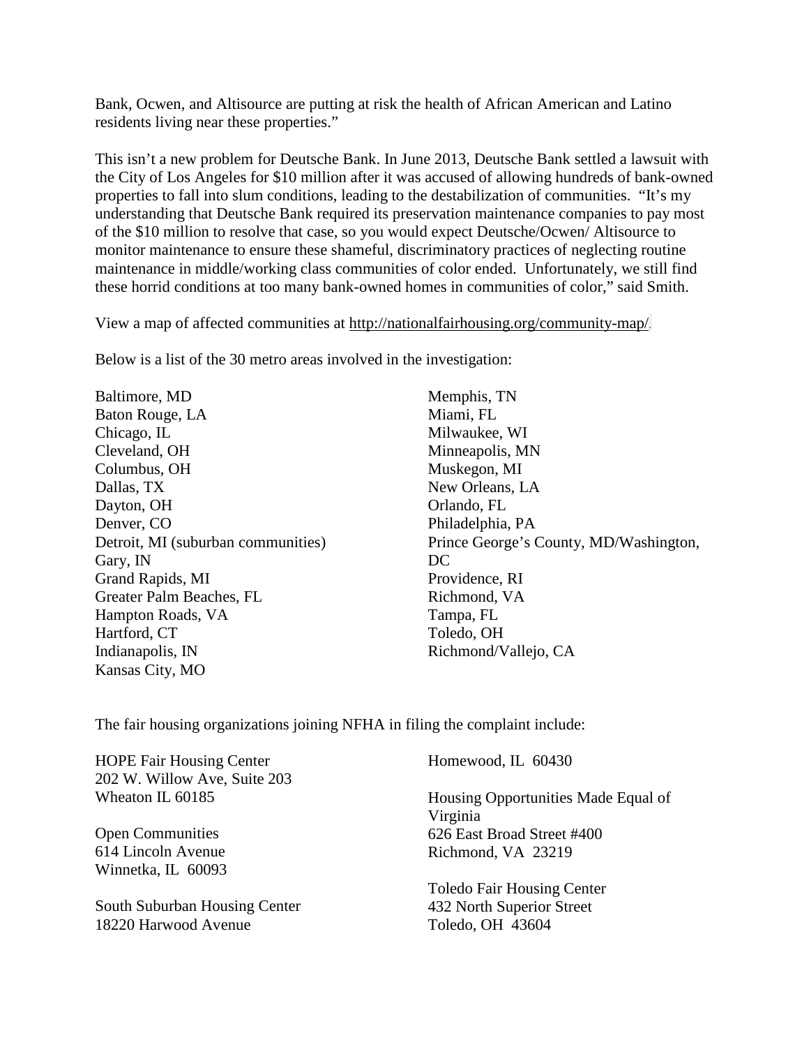Bank, Ocwen, and Altisource are putting at risk the health of African American and Latino residents living near these properties."

This isn't a new problem for Deutsche Bank. In June 2013, Deutsche Bank settled a lawsuit with the City of Los Angeles for $10 million after it was accused of allowing hundreds of bank-owned properties to fall into slum conditions, leading to the destabilization of communities. "It's my understanding that Deutsche Bank required its preservation maintenance companies to pay most of the $10 million to resolve that case, so you would expect Deutsche/Ocwen/ Altisource to monitor maintenance to ensure these shameful, discriminatory practices of neglecting routine maintenance in middle/working class communities of color ended. Unfortunately, we still find these horrid conditions at too many bank-owned homes in communities of color," said Smith.

View a map of affected communities at http://nationalfairhousing.org/community-map/.

Below is a list of the 30 metro areas involved in the investigation:

- Baltimore, MD
- Baton Rouge, LA
- Chicago, IL
- Cleveland, OH
- Columbus, OH
- Dallas, TX
- Dayton, OH
- Denver, CO
- Detroit, MI (suburban communities)
- Gary, IN
- Grand Rapids, MI
- Greater Palm Beaches, FL
- Hampton Roads, VA
- Hartford, CT
- Indianapolis, IN
- Kansas City, MO
- Memphis, TN
- Miami, FL
- Milwaukee, WI
- Minneapolis, MN
- Muskegon, MI
- New Orleans, LA
- Orlando, FL
- Philadelphia, PA
- Prince George's County, MD/Washington, DC
- Providence, RI
- Richmond, VA
- Tampa, FL
- Toledo, OH
- Richmond/Vallejo, CA

The fair housing organizations joining NFHA in filing the complaint include:

HOPE Fair Housing Center
202 W. Willow Ave, Suite 203
Wheaton IL 60185

Open Communities
614 Lincoln Avenue
Winnetka, IL 60093

South Suburban Housing Center
18220 Harwood Avenue
Homewood, IL 60430

Housing Opportunities Made Equal of Virginia
626 East Broad Street #400
Richmond, VA 23219

Toledo Fair Housing Center
432 North Superior Street
Toledo, OH 43604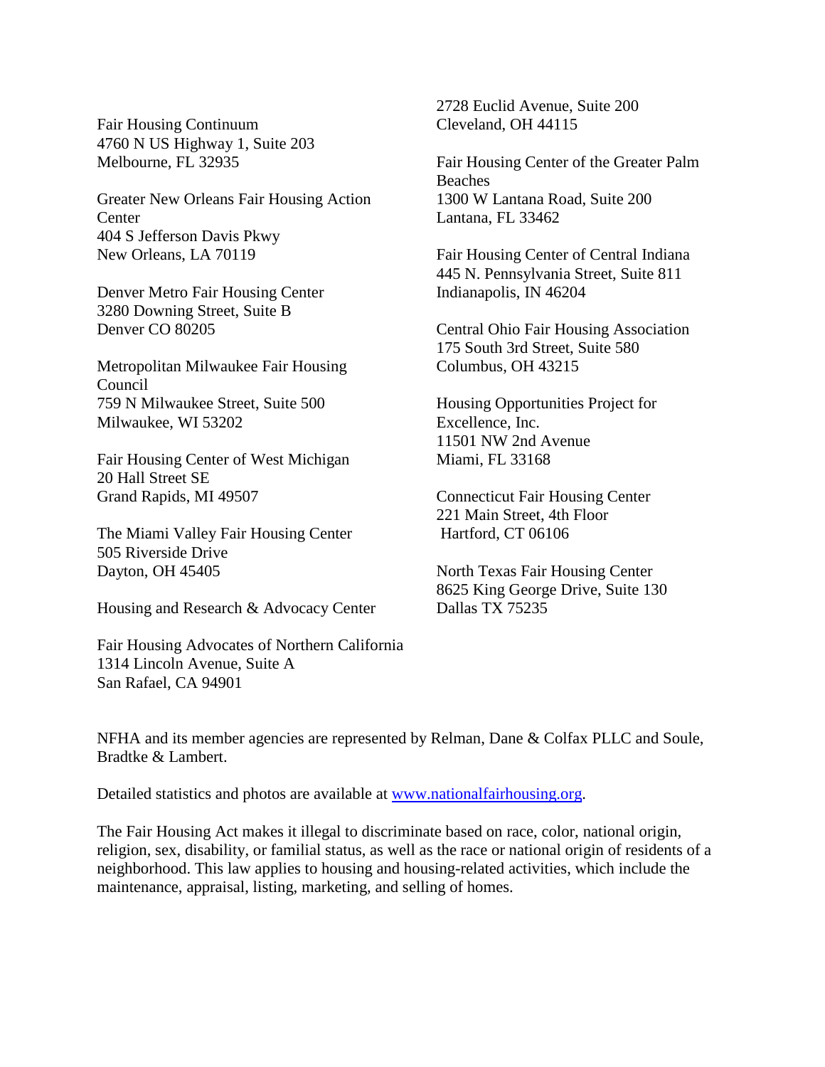Fair Housing Continuum
4760 N US Highway 1, Suite 203
Melbourne, FL 32935

Greater New Orleans Fair Housing Action Center
404 S Jefferson Davis Pkwy
New Orleans, LA 70119

Denver Metro Fair Housing Center
3280 Downing Street, Suite B
Denver CO 80205

Metropolitan Milwaukee Fair Housing Council
759 N Milwaukee Street, Suite 500
Milwaukee, WI 53202

Fair Housing Center of West Michigan
20 Hall Street SE
Grand Rapids, MI 49507

The Miami Valley Fair Housing Center
505 Riverside Drive
Dayton, OH 45405

Housing and Research & Advocacy Center
2728 Euclid Avenue, Suite 200
Cleveland, OH 44115

Fair Housing Advocates of Northern California
1314 Lincoln Avenue, Suite A
San Rafael, CA 94901

Fair Housing Center of the Greater Palm Beaches
1300 W Lantana Road, Suite 200
Lantana, FL 33462

Fair Housing Center of Central Indiana
445 N. Pennsylvania Street, Suite 811
Indianapolis, IN 46204

Central Ohio Fair Housing Association
175 South 3rd Street, Suite 580
Columbus, OH 43215

Housing Opportunities Project for Excellence, Inc.
11501 NW 2nd Avenue
Miami, FL 33168

Connecticut Fair Housing Center
221 Main Street, 4th Floor
Hartford, CT 06106

North Texas Fair Housing Center
8625 King George Drive, Suite 130
Dallas TX 75235

NFHA and its member agencies are represented by Relman, Dane & Colfax PLLC and Soule, Bradtke & Lambert.

Detailed statistics and photos are available at [www.nationalfairhousing.org](http://www.nationalfairhousing.org).

The Fair Housing Act makes it illegal to discriminate based on race, color, national origin, religion, sex, disability, or familial status, as well as the race or national origin of residents of a neighborhood. This law applies to housing and housing-related activities, which include the maintenance, appraisal, listing, marketing, and selling of homes.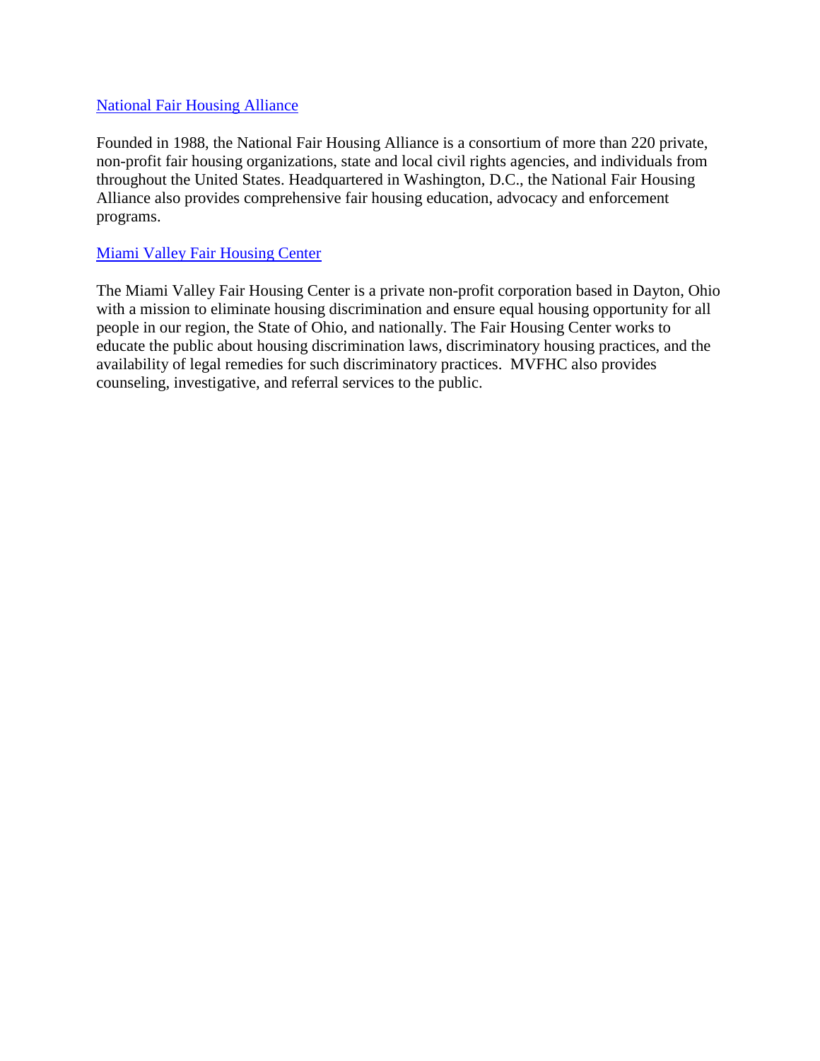[National Fair Housing Alliance]

Founded in 1988, the National Fair Housing Alliance is a consortium of more than 220 private, non-profit fair housing organizations, state and local civil rights agencies, and individuals from throughout the United States. Headquartered in Washington, D.C., the National Fair Housing Alliance also provides comprehensive fair housing education, advocacy and enforcement programs.

[Miami Valley Fair Housing Center]

The Miami Valley Fair Housing Center is a private non-profit corporation based in Dayton, Ohio with a mission to eliminate housing discrimination and ensure equal housing opportunity for all people in our region, the State of Ohio, and nationally. The Fair Housing Center works to educate the public about housing discrimination laws, discriminatory housing practices, and the availability of legal remedies for such discriminatory practices. MVFHC also provides counseling, investigative, and referral services to the public.